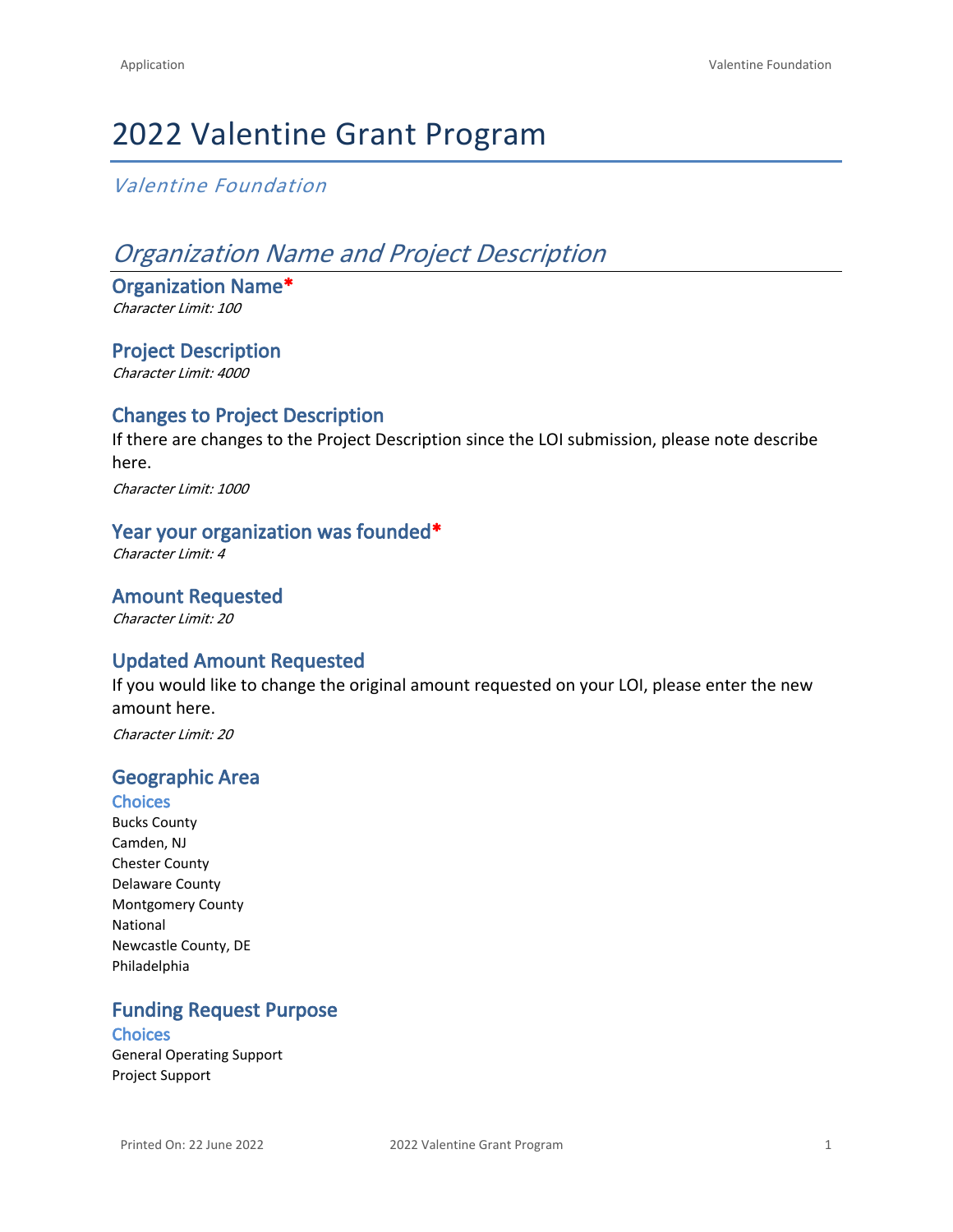# 2022 Valentine Grant Program

*Valentine Foundation*

## *Organization Name and Project Description*

### Organization Name*

*Character Limit: 100*

### Project Description

*Character Limit: 4000*

### Changes to Project Description

If there are changes to the Project Description since the LOI submission, please note describe here.

*Character Limit: 1000*

### Year your organization was founded*

*Character Limit: 4*

### Amount Requested

*Character Limit: 20*

### Updated Amount Requested

If you would like to change the original amount requested on your LOI, please enter the new amount here.

*Character Limit: 20*

### Geographic Area

#### Choices

Bucks County
Camden, NJ
Chester County
Delaware County
Montgomery County
National
Newcastle County, DE
Philadelphia

### Funding Request Purpose

#### Choices

General Operating Support
Project Support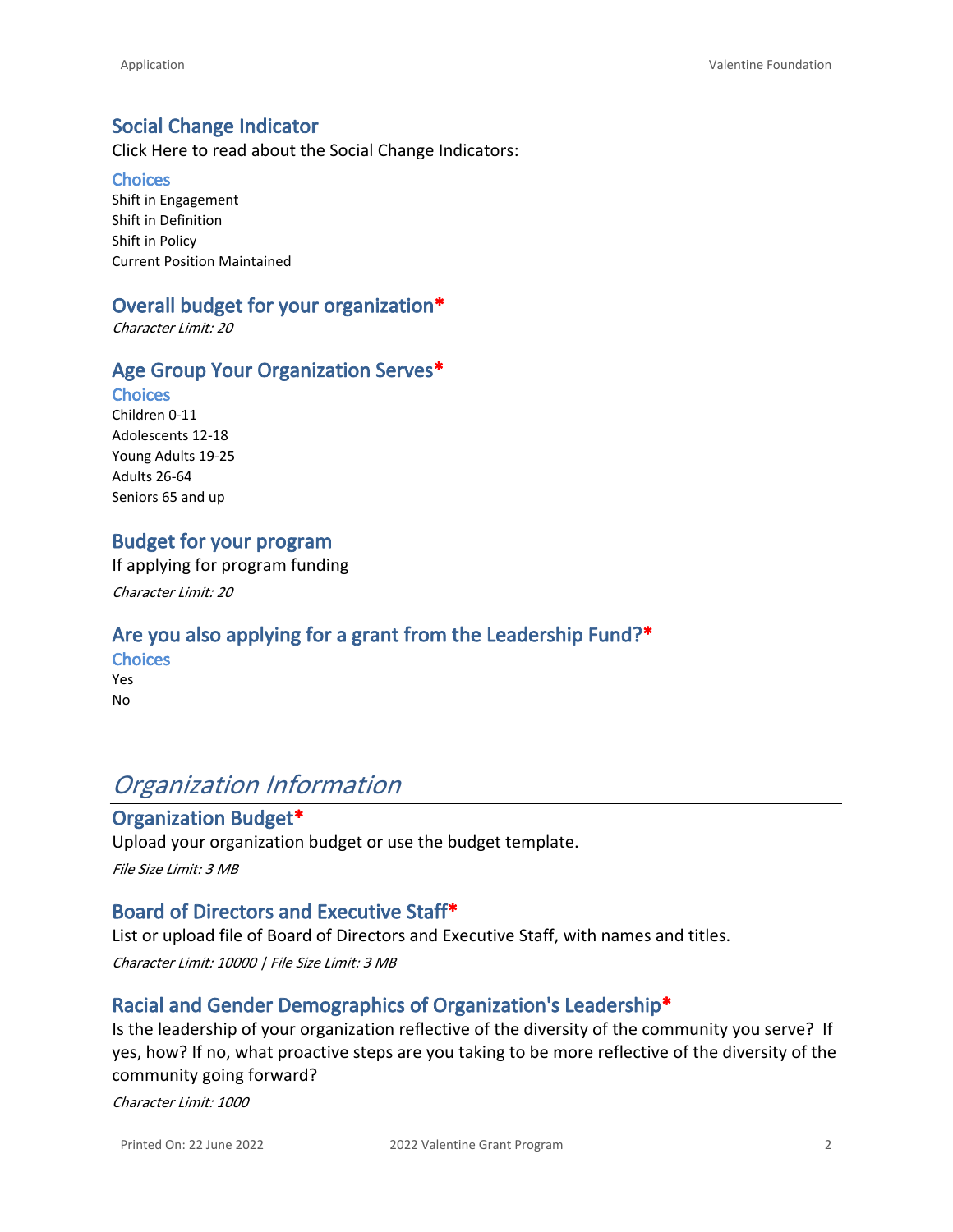### Social Change Indicator

Click Here to read about the Social Change Indicators:

#### Choices

Shift in Engagement
Shift in Definition
Shift in Policy
Current Position Maintained

### Overall budget for your organization*

*Character Limit: 20*

### Age Group Your Organization Serves*

#### Choices

Children 0-11
Adolescents 12-18
Young Adults 19-25
Adults 26-64
Seniors 65 and up

### Budget for your program

If applying for program funding

*Character Limit: 20*

### Are you also applying for a grant from the Leadership Fund?*

#### Choices

Yes
No

## *Organization Information*

### Organization Budget*

Upload your organization budget or use the budget template.

*File Size Limit: 3 MB*

### Board of Directors and Executive Staff*

List or upload file of Board of Directors and Executive Staff, with names and titles.

*Character Limit: 10000 | File Size Limit: 3 MB*

### Racial and Gender Demographics of Organization's Leadership*

Is the leadership of your organization reflective of the diversity of the community you serve? If yes, how? If no, what proactive steps are you taking to be more reflective of the diversity of the community going forward?

*Character Limit: 1000*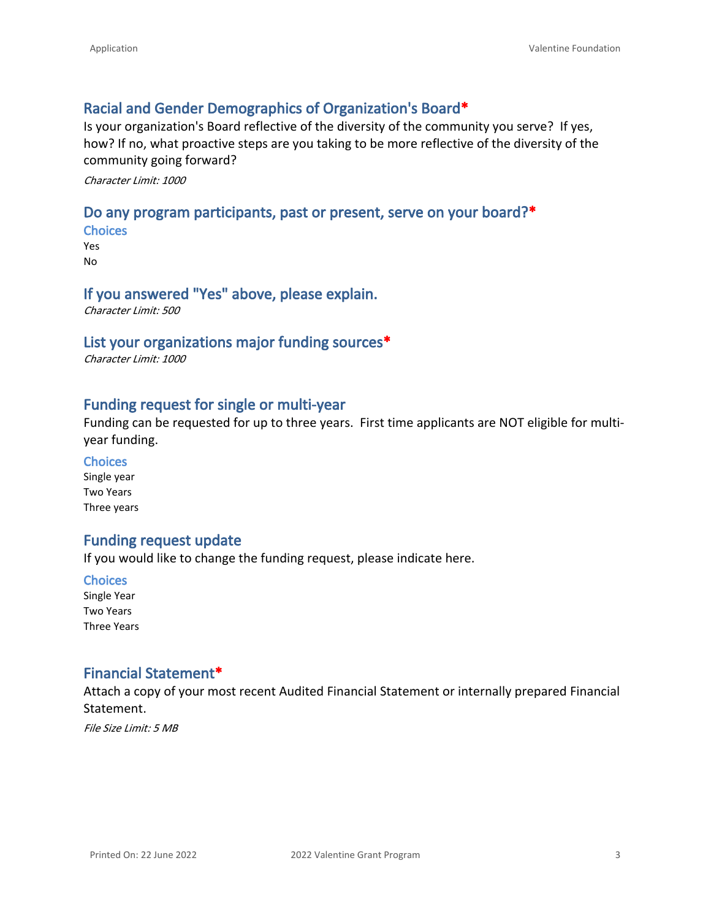## Racial and Gender Demographics of Organization's Board*

Is your organization's Board reflective of the diversity of the community you serve? If yes, how? If no, what proactive steps are you taking to be more reflective of the diversity of the community going forward?

*Character Limit: 1000*

## Do any program participants, past or present, serve on your board?*

### Choices

Yes
No

## If you answered "Yes" above, please explain.

*Character Limit: 500*

## List your organizations major funding sources*

*Character Limit: 1000*

## Funding request for single or multi-year

Funding can be requested for up to three years. First time applicants are NOT eligible for multi-year funding.

### Choices

Single year
Two Years
Three years

## Funding request update

If you would like to change the funding request, please indicate here.

### Choices

Single Year
Two Years
Three Years

## Financial Statement*

Attach a copy of your most recent Audited Financial Statement or internally prepared Financial Statement.

*File Size Limit: 5 MB*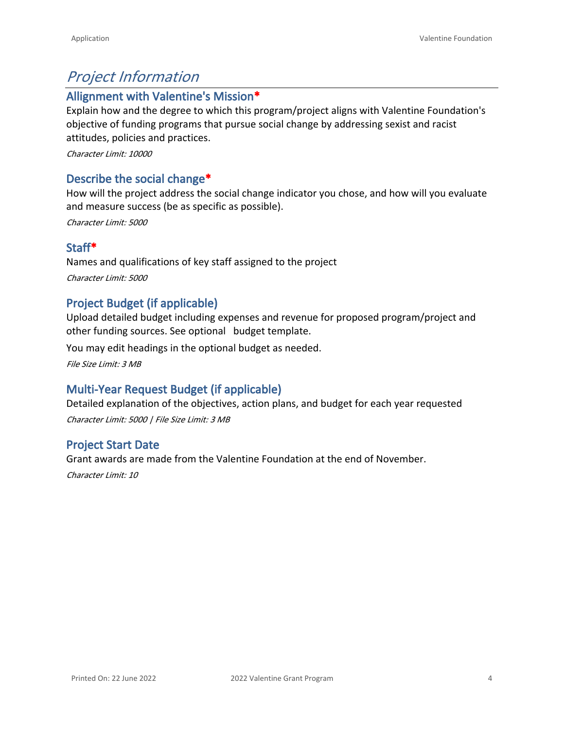# *Project Information*

## Allignment with Valentine's Mission*

Explain how and the degree to which this program/project aligns with Valentine Foundation's objective of funding programs that pursue social change by addressing sexist and racist attitudes, policies and practices.

*Character Limit: 10000*

## Describe the social change*

How will the project address the social change indicator you chose, and how will you evaluate and measure success (be as specific as possible).

*Character Limit: 5000*

## Staff*

Names and qualifications of key staff assigned to the project

*Character Limit: 5000*

## Project Budget (if applicable)

Upload detailed budget including expenses and revenue for proposed program/project and other funding sources. See optional budget template.

You may edit headings in the optional budget as needed.

*File Size Limit: 3 MB*

## Multi-Year Request Budget (if applicable)

Detailed explanation of the objectives, action plans, and budget for each year requested

*Character Limit: 5000 | File Size Limit: 3 MB*

## Project Start Date

Grant awards are made from the Valentine Foundation at the end of November.

*Character Limit: 10*